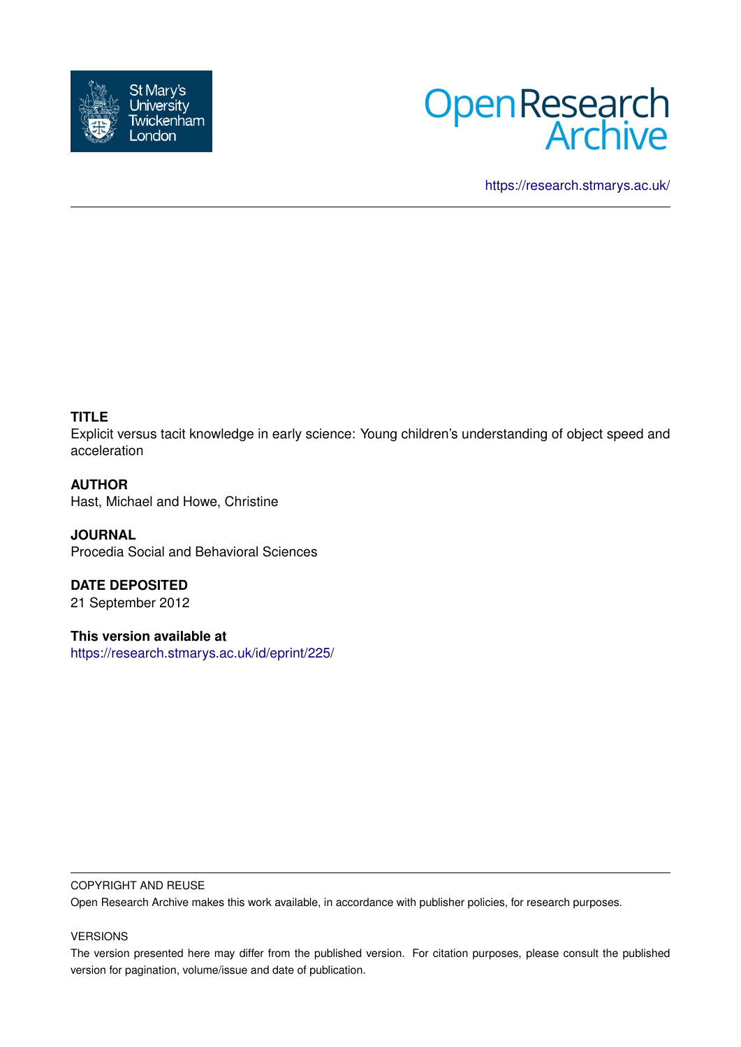https://research.stmarys.ac.uk/

**TITLE**

Explicit versus tacit knowledge in early science: Young children's understanding of object speed and acceleration

**AUTHOR**

Hast, Michael and Howe, Christine

**JOURNAL**

Procedia Social and Behavioral Sciences

**DATE DEPOSITED**

21 September 2012

**This version available at**

https://research.stmarys.ac.uk/id/eprint/225/

COPYRIGHT AND REUSE

Open Research Archive makes this work available, in accordance with publisher policies, for research purposes.

VERSIONS

The version presented here may differ from the published version. For citation purposes, please consult the published version for pagination, volume/issue and date of publication.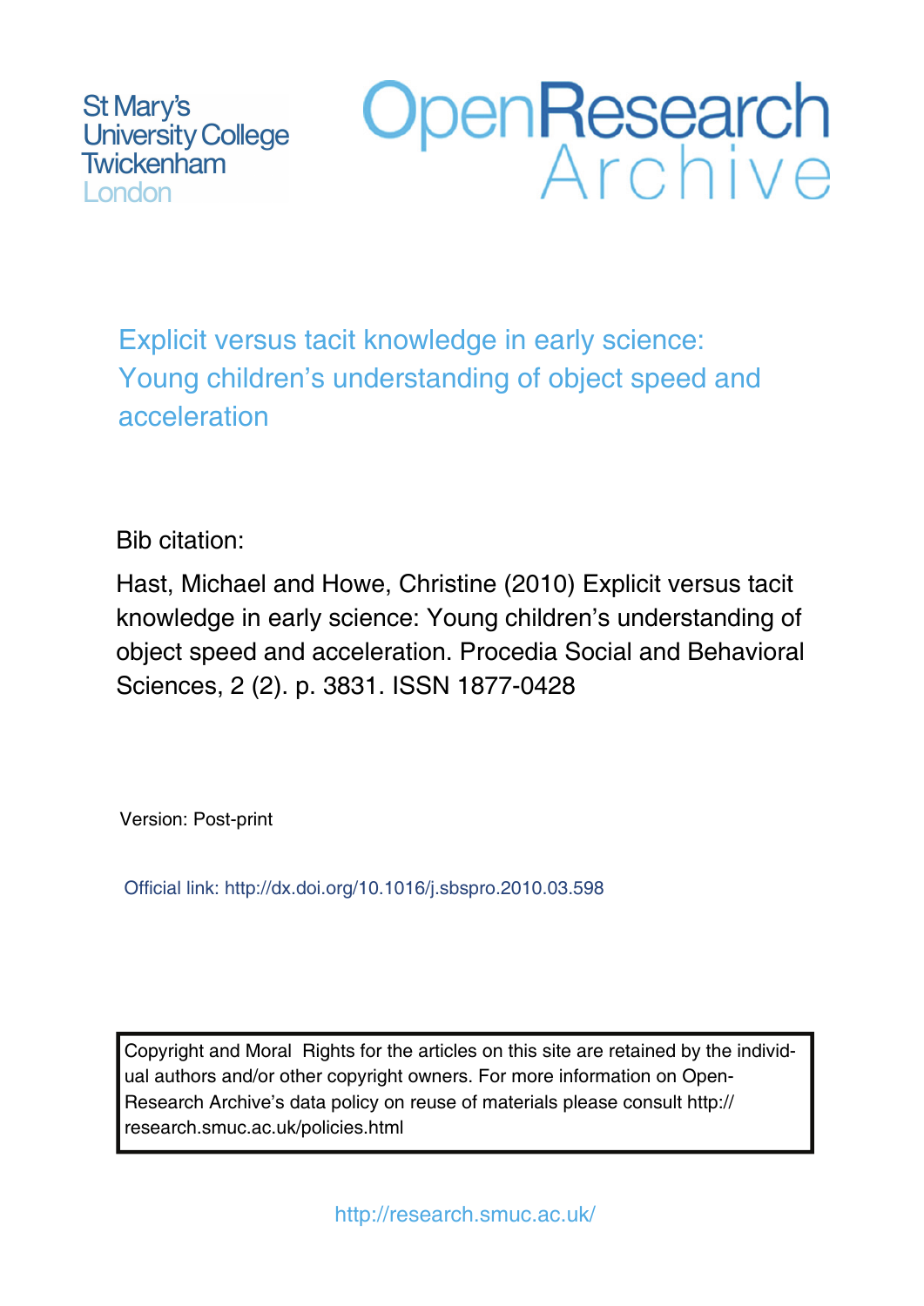St Mary's University College Twickenham London

OpenResearch Archive

# Explicit versus tacit knowledge in early science: Young children's understanding of object speed and acceleration

Bib citation:

Hast, Michael and Howe, Christine (2010) Explicit versus tacit knowledge in early science: Young children's understanding of object speed and acceleration. Procedia Social and Behavioral Sciences, 2 (2). p. 3831. ISSN 1877-0428

Version: Post-print

Official link: http://dx.doi.org/10.1016/j.sbspro.2010.03.598

Copyright and Moral Rights for the articles on this site are retained by the individual authors and/or other copyright owners. For more information on Open-Research Archive's data policy on reuse of materials please consult http://research.smuc.ac.uk/policies.html

http://research.smuc.ac.uk/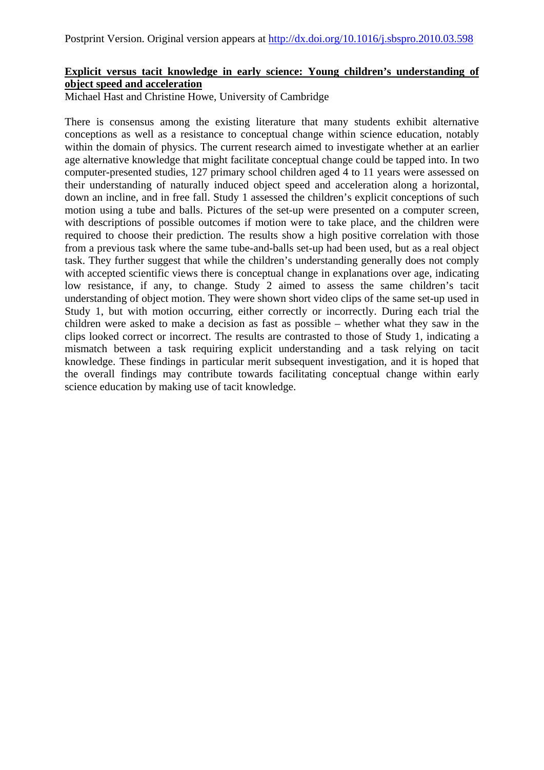Postprint Version. Original version appears at http://dx.doi.org/10.1016/j.sbspro.2010.03.598

**Explicit versus tacit knowledge in early science: Young children's understanding of object speed and acceleration**

Michael Hast and Christine Howe, University of Cambridge

There is consensus among the existing literature that many students exhibit alternative conceptions as well as a resistance to conceptual change within science education, notably within the domain of physics. The current research aimed to investigate whether at an earlier age alternative knowledge that might facilitate conceptual change could be tapped into. In two computer-presented studies, 127 primary school children aged 4 to 11 years were assessed on their understanding of naturally induced object speed and acceleration along a horizontal, down an incline, and in free fall. Study 1 assessed the children's explicit conceptions of such motion using a tube and balls. Pictures of the set-up were presented on a computer screen, with descriptions of possible outcomes if motion were to take place, and the children were required to choose their prediction. The results show a high positive correlation with those from a previous task where the same tube-and-balls set-up had been used, but as a real object task. They further suggest that while the children's understanding generally does not comply with accepted scientific views there is conceptual change in explanations over age, indicating low resistance, if any, to change. Study 2 aimed to assess the same children's tacit understanding of object motion. They were shown short video clips of the same set-up used in Study 1, but with motion occurring, either correctly or incorrectly. During each trial the children were asked to make a decision as fast as possible – whether what they saw in the clips looked correct or incorrect. The results are contrasted to those of Study 1, indicating a mismatch between a task requiring explicit understanding and a task relying on tacit knowledge. These findings in particular merit subsequent investigation, and it is hoped that the overall findings may contribute towards facilitating conceptual change within early science education by making use of tacit knowledge.